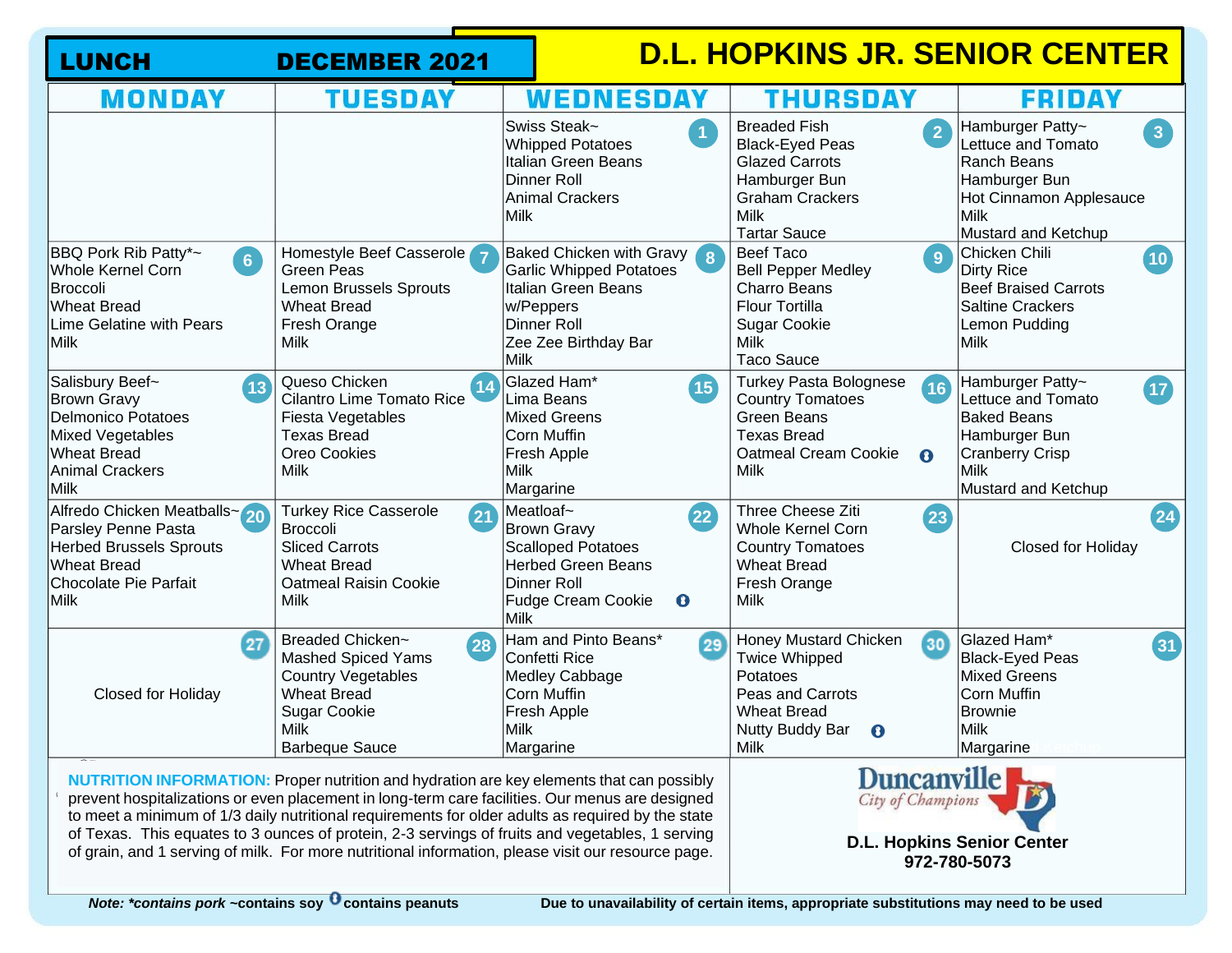# D.L. HOPKINS JR. SENIOR CENTER

## LUNCH DECEMBER 2021

| MONDAY | TUESDAY | WEDNESDAY | THURSDAY | FRIDAY |
|---|---|---|---|---|
| | | **1** Swiss Steak~ Whipped Potatoes Italian Green Beans Dinner Roll Animal Crackers Milk | **2** Breaded Fish Black-Eyed Peas Glazed Carrots Hamburger Bun Graham Crackers Milk Tartar Sauce | **3** Hamburger Patty~ Lettuce and Tomato Ranch Beans Hamburger Bun Hot Cinnamon Applesauce Milk Mustard and Ketchup |
| **6** BBQ Pork Rib Patty*~ Whole Kernel Corn Broccoli Wheat Bread Lime Gelatine with Pears Milk | **7** Homestyle Beef Casserole Green Peas Lemon Brussels Sprouts Wheat Bread Fresh Orange Milk | **8** Baked Chicken with Gravy Garlic Whipped Potatoes Italian Green Beans w/Peppers Dinner Roll Zee Zee Birthday Bar Milk | **9** Beef Taco Bell Pepper Medley Charro Beans Flour Tortilla Sugar Cookie Milk Taco Sauce | **10** Chicken Chili Dirty Rice Beef Braised Carrots Saltine Crackers Lemon Pudding Milk |
| **13** Salisbury Beef~ Brown Gravy Delmonico Potatoes Mixed Vegetables Wheat Bread Animal Crackers Milk | **14** Queso Chicken Cilantro Lime Tomato Rice Fiesta Vegetables Texas Bread Oreo Cookies Milk | **15** Glazed Ham* Lima Beans Mixed Greens Corn Muffin Fresh Apple Milk Margarine | **16** Turkey Pasta Bolognese Country Tomatoes Green Beans Texas Bread Oatmeal Cream Cookie (contains peanuts) Milk | **17** Hamburger Patty~ Lettuce and Tomato Baked Beans Hamburger Bun Cranberry Crisp Milk Mustard and Ketchup |
| **20** Alfredo Chicken Meatballs~ Parsley Penne Pasta Herbed Brussels Sprouts Wheat Bread Chocolate Pie Parfait Milk | **21** Turkey Rice Casserole Broccoli Sliced Carrots Wheat Bread Oatmeal Raisin Cookie Milk | **22** Meatloaf~ Brown Gravy Scalloped Potatoes Herbed Green Beans Dinner Roll Fudge Cream Cookie (contains peanuts) Milk | **23** Three Cheese Ziti Whole Kernel Corn Country Tomatoes Wheat Bread Fresh Orange Milk | **24** Closed for Holiday |
| **27** Closed for Holiday | **28** Breaded Chicken~ Mashed Spiced Yams Country Vegetables Wheat Bread Sugar Cookie Milk Barbeque Sauce | **29** Ham and Pinto Beans* Confetti Rice Medley Cabbage Corn Muffin Fresh Apple Milk Margarine | **30** Honey Mustard Chicken Twice Whipped Potatoes Peas and Carrots Wheat Bread Nutty Buddy Bar (contains peanuts) Milk | **31** Glazed Ham* Black-Eyed Peas Mixed Greens Corn Muffin Brownie Milk Margarine |

**NUTRITION INFORMATION:** Proper nutrition and hydration are key elements that can possibly prevent hospitalizations or even placement in long-term care facilities. Our menus are designed to meet a minimum of 1/3 daily nutritional requirements for older adults as required by the state of Texas. This equates to 3 ounces of protein, 2-3 servings of fruits and vegetables, 1 serving of grain, and 1 serving of milk. For more nutritional information, please visit our resource page.

Duncanville City of Champions

**D.L. Hopkins Senior Center**
**972-780-5073**

***Note: *contains pork*** **~contains soy (peanut icon) contains peanuts**

**Due to unavailability of certain items, appropriate substitutions may need to be used**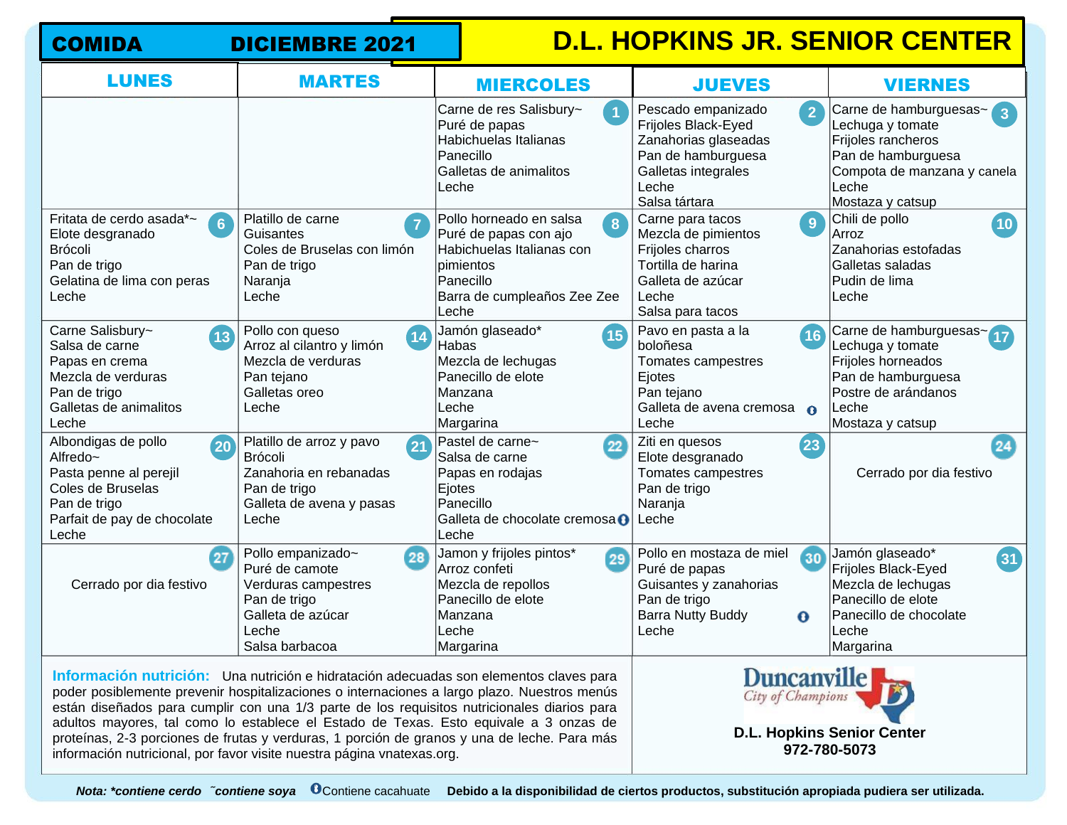# COMIDA DICIEMBRE 2021

# D.L. HOPKINS JR. SENIOR CENTER

| LUNES | MARTES | MIERCOLES | JUEVES | VIERNES |
| --- | --- | --- | --- | --- |
| | | **1** Carne de res Salisbury~ Puré de papas Habichuelas Italianas Panecillo Galletas de animalitos Leche | **2** Pescado empanizado Frijoles Black-Eyed Zanahorias glaseadas Pan de hamburguesa Galletas integrales Leche Salsa tártara | **3** Carne de hamburguesas~ Lechuga y tomate Frijoles rancheros Pan de hamburguesa Compota de manzana y canela Leche Mostaza y catsup |
| **6** Fritata de cerdo asada*~ Elote desgranado Brócoli Pan de trigo Gelatina de lima con peras Leche | **7** Platillo de carne Guisantes Coles de Bruselas con limón Pan de trigo Naranja Leche | **8** Pollo horneado en salsa Puré de papas con ajo Habichuelas Italianas con pimientos Panecillo Barra de cumpleaños Zee Zee Leche | **9** Carne para tacos Mezcla de pimientos Frijoles charros Tortilla de harina Galleta de azúcar Leche Salsa para tacos | **10** Chili de pollo Arroz Zanahorias estofadas Galletas saladas Pudin de lima Leche |
| **13** Carne Salisbury~ Salsa de carne Papas en crema Mezcla de verduras Pan de trigo Galletas de animalitos Leche | **14** Pollo con queso Arroz al cilantro y limón Mezcla de verduras Pan tejano Galletas oreo Leche | **15** Jamón glaseado* Habas Mezcla de lechugas Panecillo de elote Manzana Leche Margarina | **16** Pavo en pasta a la boloñesa Tomates campestres Ejotes Pan tejano Galleta de avena cremosa (cacahuate) Leche | **17** Carne de hamburguesas~ Lechuga y tomate Frijoles horneados Pan de hamburguesa Postre de arándanos Leche Mostaza y catsup |
| **20** Albondigas de pollo Alfredo~ Pasta penne al perejil Coles de Bruselas Pan de trigo Parfait de pay de chocolate Leche | **21** Platillo de arroz y pavo Brócoli Zanahoria en rebanadas Pan de trigo Galleta de avena y pasas Leche | **22** Pastel de carne~ Salsa de carne Papas en rodajas Ejotes Panecillo Galleta de chocolate cremosa (cacahuate) Leche | **23** Ziti en quesos Elote desgranado Tomates campestres Pan de trigo Naranja Leche | **24** Cerrado por dia festivo |
| **27** Cerrado por dia festivo | **28** Pollo empanizado~ Puré de camote Verduras campestres Pan de trigo Galleta de azúcar Leche Salsa barbacoa | **29** Jamon y frijoles pintos* Arroz confeti Mezcla de repollos Panecillo de elote Manzana Leche Margarina | **30** Pollo en mostaza de miel Puré de papas Guisantes y zanahorias Pan de trigo Barra Nutty Buddy (cacahuate) Leche | **31** Jamón glaseado* Frijoles Black-Eyed Mezcla de lechugas Panecillo de elote Panecillo de chocolate Leche Margarina |

**Información nutrición:** Una nutrición e hidratación adecuadas son elementos claves para poder posiblemente prevenir hospitalizaciones o internaciones a largo plazo. Nuestros menús están diseñados para cumplir con una 1/3 parte de los requisitos nutricionales diarios para adultos mayores, tal como lo establece el Estado de Texas. Esto equivale a 3 onzas de proteínas, 2-3 porciones de frutas y verduras, 1 porción de granos y una de leche. Para más información nutricional, por favor visite nuestra página vnatexas.org.

Duncanville
City of Champions

**D.L. Hopkins Senior Center**
**972-780-5073**

***Nota: *contiene cerdo ~contiene soya*** (cacahuate) Contiene cacahuate **Debido a la disponibilidad de ciertos productos, substitución apropiada pudiera ser utilizada.**